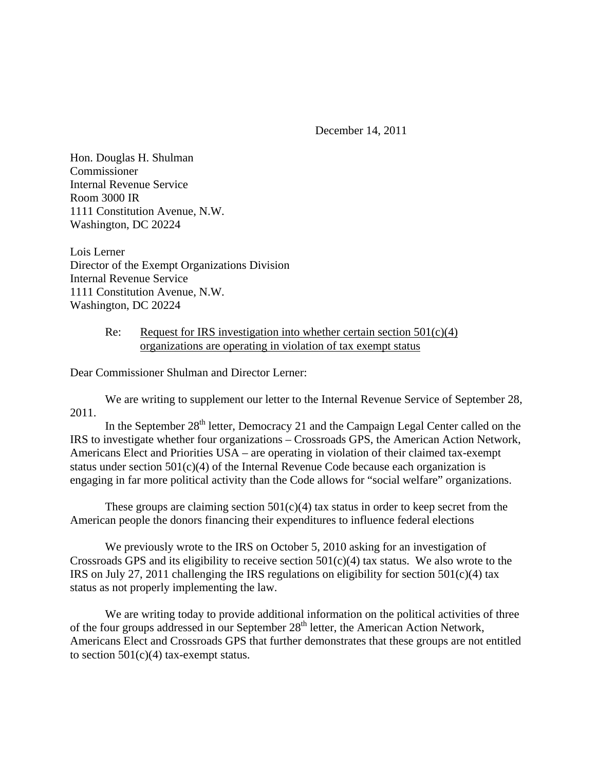December 14, 2011

Hon. Douglas H. Shulman
Commissioner
Internal Revenue Service
Room 3000 IR
1111 Constitution Avenue, N.W.
Washington, DC 20224

Lois Lerner
Director of the Exempt Organizations Division
Internal Revenue Service
1111 Constitution Avenue, N.W.
Washington, DC 20224

Re: Request for IRS investigation into whether certain section 501(c)(4) organizations are operating in violation of tax exempt status

Dear Commissioner Shulman and Director Lerner:

We are writing to supplement our letter to the Internal Revenue Service of September 28, 2011.

In the September 28th letter, Democracy 21 and the Campaign Legal Center called on the IRS to investigate whether four organizations – Crossroads GPS, the American Action Network, Americans Elect and Priorities USA – are operating in violation of their claimed tax-exempt status under section 501(c)(4) of the Internal Revenue Code because each organization is engaging in far more political activity than the Code allows for "social welfare" organizations.

These groups are claiming section 501(c)(4) tax status in order to keep secret from the American people the donors financing their expenditures to influence federal elections

We previously wrote to the IRS on October 5, 2010 asking for an investigation of Crossroads GPS and its eligibility to receive section 501(c)(4) tax status. We also wrote to the IRS on July 27, 2011 challenging the IRS regulations on eligibility for section 501(c)(4) tax status as not properly implementing the law.

We are writing today to provide additional information on the political activities of three of the four groups addressed in our September 28th letter, the American Action Network, Americans Elect and Crossroads GPS that further demonstrates that these groups are not entitled to section 501(c)(4) tax-exempt status.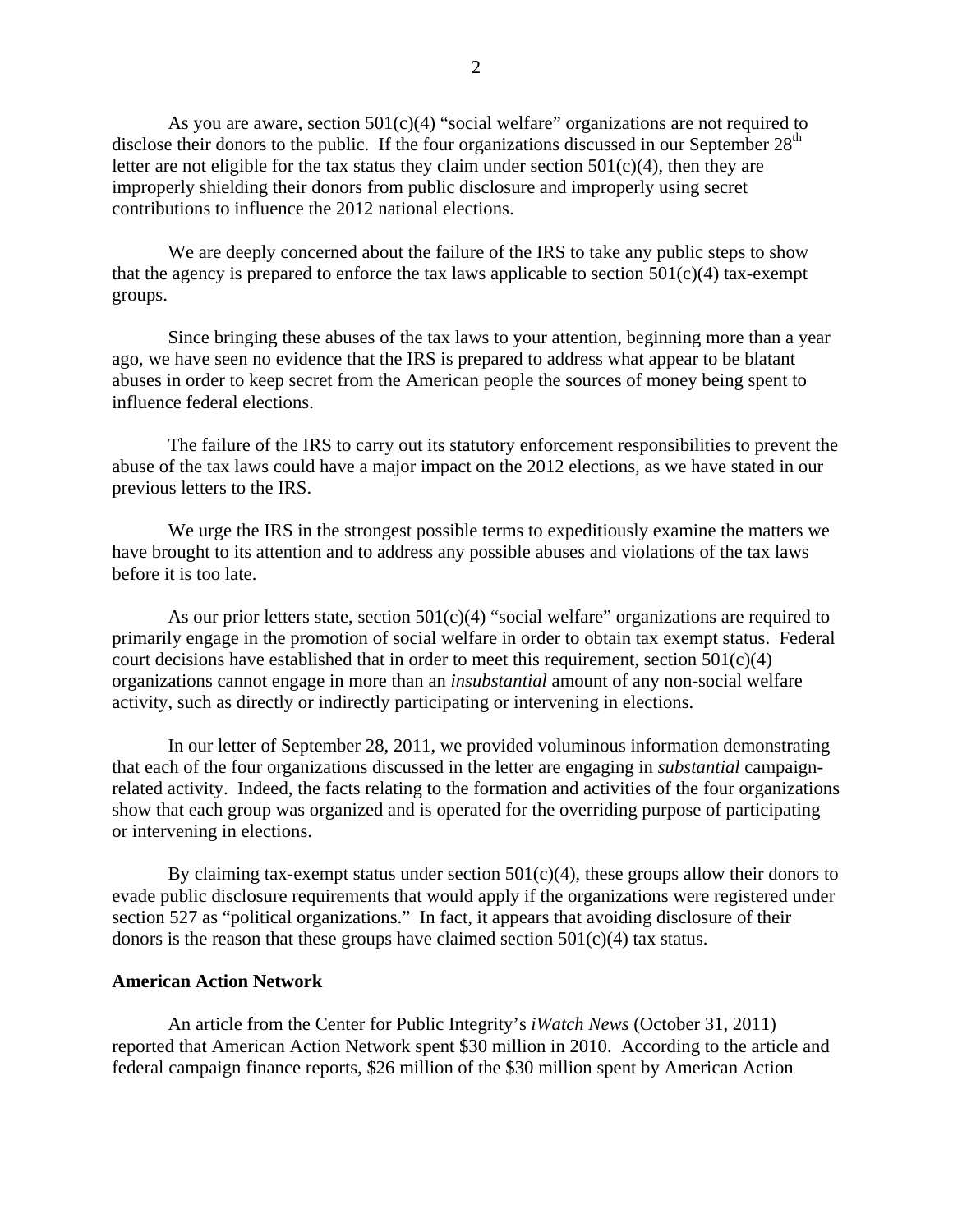As you are aware, section 501(c)(4) "social welfare" organizations are not required to disclose their donors to the public. If the four organizations discussed in our September 28th letter are not eligible for the tax status they claim under section 501(c)(4), then they are improperly shielding their donors from public disclosure and improperly using secret contributions to influence the 2012 national elections.

We are deeply concerned about the failure of the IRS to take any public steps to show that the agency is prepared to enforce the tax laws applicable to section 501(c)(4) tax-exempt groups.

Since bringing these abuses of the tax laws to your attention, beginning more than a year ago, we have seen no evidence that the IRS is prepared to address what appear to be blatant abuses in order to keep secret from the American people the sources of money being spent to influence federal elections.

The failure of the IRS to carry out its statutory enforcement responsibilities to prevent the abuse of the tax laws could have a major impact on the 2012 elections, as we have stated in our previous letters to the IRS.

We urge the IRS in the strongest possible terms to expeditiously examine the matters we have brought to its attention and to address any possible abuses and violations of the tax laws before it is too late.

As our prior letters state, section 501(c)(4) "social welfare" organizations are required to primarily engage in the promotion of social welfare in order to obtain tax exempt status. Federal court decisions have established that in order to meet this requirement, section 501(c)(4) organizations cannot engage in more than an *insubstantial* amount of any non-social welfare activity, such as directly or indirectly participating or intervening in elections.

In our letter of September 28, 2011, we provided voluminous information demonstrating that each of the four organizations discussed in the letter are engaging in *substantial* campaign-related activity. Indeed, the facts relating to the formation and activities of the four organizations show that each group was organized and is operated for the overriding purpose of participating or intervening in elections.

By claiming tax-exempt status under section 501(c)(4), these groups allow their donors to evade public disclosure requirements that would apply if the organizations were registered under section 527 as "political organizations." In fact, it appears that avoiding disclosure of their donors is the reason that these groups have claimed section 501(c)(4) tax status.

**American Action Network**

An article from the Center for Public Integrity's *iWatch News* (October 31, 2011) reported that American Action Network spent $30 million in 2010. According to the article and federal campaign finance reports, $26 million of the $30 million spent by American Action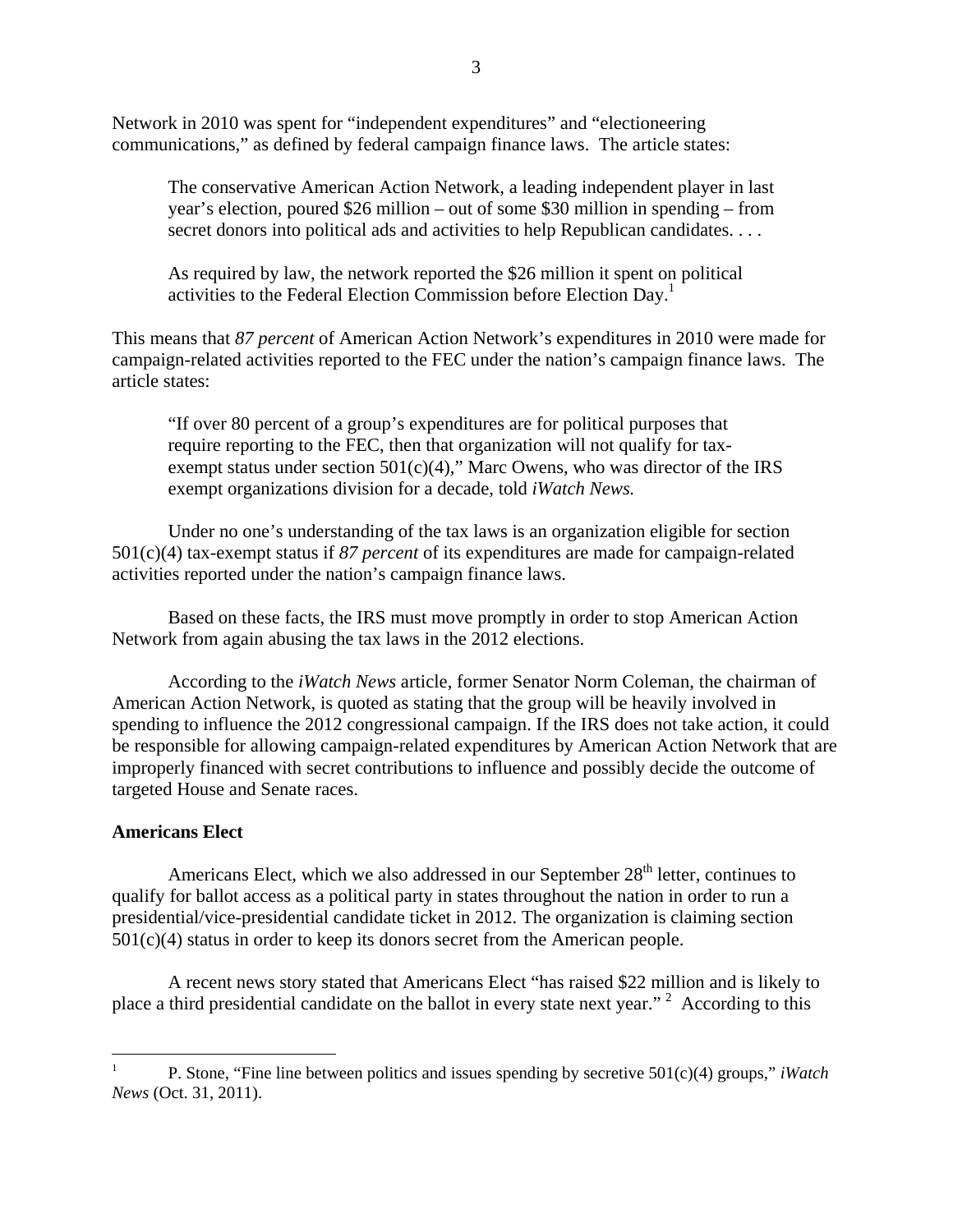Network in 2010 was spent for "independent expenditures" and "electioneering communications," as defined by federal campaign finance laws. The article states:

> The conservative American Action Network, a leading independent player in last year's election, poured $26 million – out of some $30 million in spending – from secret donors into political ads and activities to help Republican candidates. . . .
>
> As required by law, the network reported the $26 million it spent on political activities to the Federal Election Commission before Election Day.[1]

This means that *87 percent* of American Action Network's expenditures in 2010 were made for campaign-related activities reported to the FEC under the nation's campaign finance laws. The article states:

> "If over 80 percent of a group's expenditures are for political purposes that require reporting to the FEC, then that organization will not qualify for tax-exempt status under section 501(c)(4)," Marc Owens, who was director of the IRS exempt organizations division for a decade, told *iWatch News.*

Under no one's understanding of the tax laws is an organization eligible for section 501(c)(4) tax-exempt status if *87 percent* of its expenditures are made for campaign-related activities reported under the nation's campaign finance laws.

Based on these facts, the IRS must move promptly in order to stop American Action Network from again abusing the tax laws in the 2012 elections.

According to the *iWatch News* article, former Senator Norm Coleman, the chairman of American Action Network, is quoted as stating that the group will be heavily involved in spending to influence the 2012 congressional campaign. If the IRS does not take action, it could be responsible for allowing campaign-related expenditures by American Action Network that are improperly financed with secret contributions to influence and possibly decide the outcome of targeted House and Senate races.

**Americans Elect**

Americans Elect, which we also addressed in our September 28th letter, continues to qualify for ballot access as a political party in states throughout the nation in order to run a presidential/vice-presidential candidate ticket in 2012. The organization is claiming section 501(c)(4) status in order to keep its donors secret from the American people.

A recent news story stated that Americans Elect "has raised $22 million and is likely to place a third presidential candidate on the ballot in every state next year." [2] According to this

---

[1] P. Stone, "Fine line between politics and issues spending by secretive 501(c)(4) groups," *iWatch News* (Oct. 31, 2011).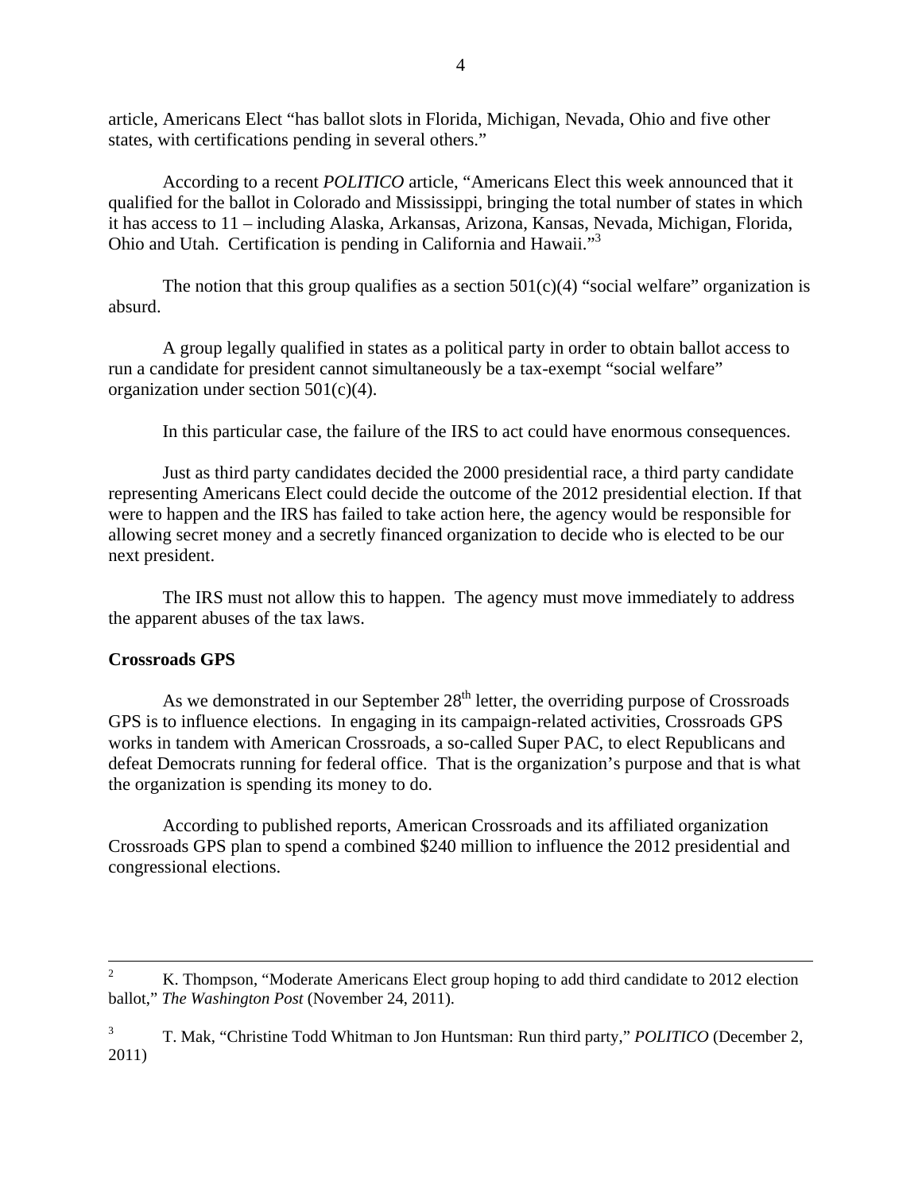article, Americans Elect "has ballot slots in Florida, Michigan, Nevada, Ohio and five other states, with certifications pending in several others."

According to a recent *POLITICO* article, "Americans Elect this week announced that it qualified for the ballot in Colorado and Mississippi, bringing the total number of states in which it has access to 11 – including Alaska, Arkansas, Arizona, Kansas, Nevada, Michigan, Florida, Ohio and Utah. Certification is pending in California and Hawaii."[3]

The notion that this group qualifies as a section 501(c)(4) "social welfare" organization is absurd.

A group legally qualified in states as a political party in order to obtain ballot access to run a candidate for president cannot simultaneously be a tax-exempt "social welfare" organization under section 501(c)(4).

In this particular case, the failure of the IRS to act could have enormous consequences.

Just as third party candidates decided the 2000 presidential race, a third party candidate representing Americans Elect could decide the outcome of the 2012 presidential election. If that were to happen and the IRS has failed to take action here, the agency would be responsible for allowing secret money and a secretly financed organization to decide who is elected to be our next president.

The IRS must not allow this to happen. The agency must move immediately to address the apparent abuses of the tax laws.

**Crossroads GPS**

As we demonstrated in our September 28th letter, the overriding purpose of Crossroads GPS is to influence elections. In engaging in its campaign-related activities, Crossroads GPS works in tandem with American Crossroads, a so-called Super PAC, to elect Republicans and defeat Democrats running for federal office. That is the organization's purpose and that is what the organization is spending its money to do.

According to published reports, American Crossroads and its affiliated organization Crossroads GPS plan to spend a combined $240 million to influence the 2012 presidential and congressional elections.

---

[2] K. Thompson, "Moderate Americans Elect group hoping to add third candidate to 2012 election ballot," *The Washington Post* (November 24, 2011).

[3] T. Mak, "Christine Todd Whitman to Jon Huntsman: Run third party," *POLITICO* (December 2, 2011)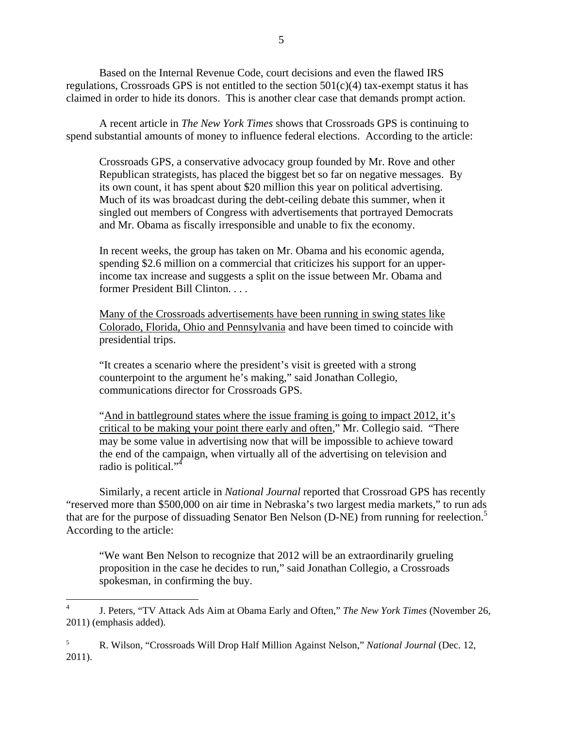Based on the Internal Revenue Code, court decisions and even the flawed IRS regulations, Crossroads GPS is not entitled to the section 501(c)(4) tax-exempt status it has claimed in order to hide its donors. This is another clear case that demands prompt action.

A recent article in *The New York Times* shows that Crossroads GPS is continuing to spend substantial amounts of money to influence federal elections. According to the article:

> Crossroads GPS, a conservative advocacy group founded by Mr. Rove and other Republican strategists, has placed the biggest bet so far on negative messages. By its own count, it has spent about $20 million this year on political advertising. Much of its was broadcast during the debt-ceiling debate this summer, when it singled out members of Congress with advertisements that portrayed Democrats and Mr. Obama as fiscally irresponsible and unable to fix the economy.
>
> In recent weeks, the group has taken on Mr. Obama and his economic agenda, spending $2.6 million on a commercial that criticizes his support for an upper-income tax increase and suggests a split on the issue between Mr. Obama and former President Bill Clinton. . . .
>
> <u>Many of the Crossroads advertisements have been running in swing states like Colorado, Florida, Ohio and Pennsylvania</u> and have been timed to coincide with presidential trips.
>
> "It creates a scenario where the president's visit is greeted with a strong counterpoint to the argument he's making," said Jonathan Collegio, communications director for Crossroads GPS.
>
> "<u>And in battleground states where the issue framing is going to impact 2012, it's critical to be making your point there early and often</u>," Mr. Collegio said. "There may be some value in advertising now that will be impossible to achieve toward the end of the campaign, when virtually all of the advertising on television and radio is political."[4]

Similarly, a recent article in *National Journal* reported that Crossroad GPS has recently "reserved more than $500,000 on air time in Nebraska's two largest media markets," to run ads that are for the purpose of dissuading Senator Ben Nelson (D-NE) from running for reelection.[5] According to the article:

> "We want Ben Nelson to recognize that 2012 will be an extraordinarily grueling proposition in the case he decides to run," said Jonathan Collegio, a Crossroads spokesman, in confirming the buy.

---

[4] J. Peters, "TV Attack Ads Aim at Obama Early and Often," *The New York Times* (November 26, 2011) (emphasis added).

[5] R. Wilson, "Crossroads Will Drop Half Million Against Nelson," *National Journal* (Dec. 12, 2011).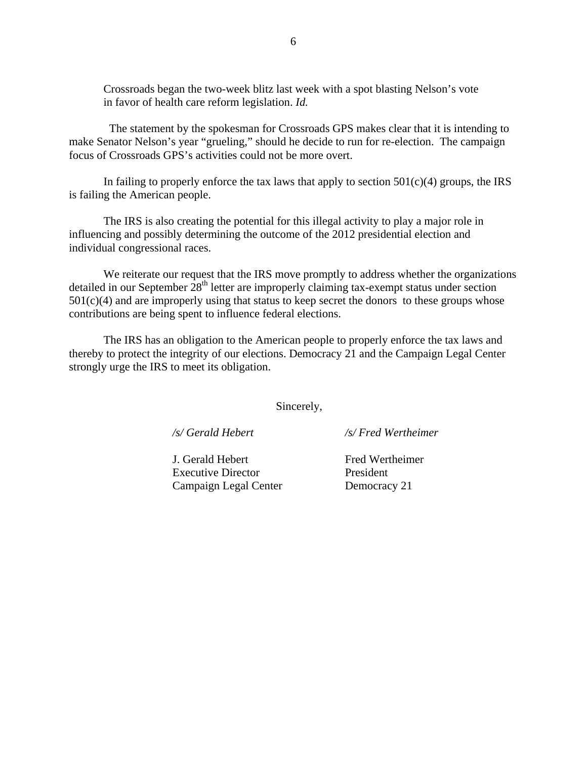> Crossroads began the two-week blitz last week with a spot blasting Nelson's vote in favor of health care reform legislation. *Id.*

The statement by the spokesman for Crossroads GPS makes clear that it is intending to make Senator Nelson's year "grueling," should he decide to run for re-election. The campaign focus of Crossroads GPS's activities could not be more overt.

In failing to properly enforce the tax laws that apply to section 501(c)(4) groups, the IRS is failing the American people.

The IRS is also creating the potential for this illegal activity to play a major role in influencing and possibly determining the outcome of the 2012 presidential election and individual congressional races.

We reiterate our request that the IRS move promptly to address whether the organizations detailed in our September 28th letter are improperly claiming tax-exempt status under section 501(c)(4) and are improperly using that status to keep secret the donors to these groups whose contributions are being spent to influence federal elections.

The IRS has an obligation to the American people to properly enforce the tax laws and thereby to protect the integrity of our elections. Democracy 21 and the Campaign Legal Center strongly urge the IRS to meet its obligation.

Sincerely,

*/s/ Gerald Hebert*

J. Gerald Hebert
Executive Director
Campaign Legal Center

*/s/ Fred Wertheimer*

Fred Wertheimer
President
Democracy 21